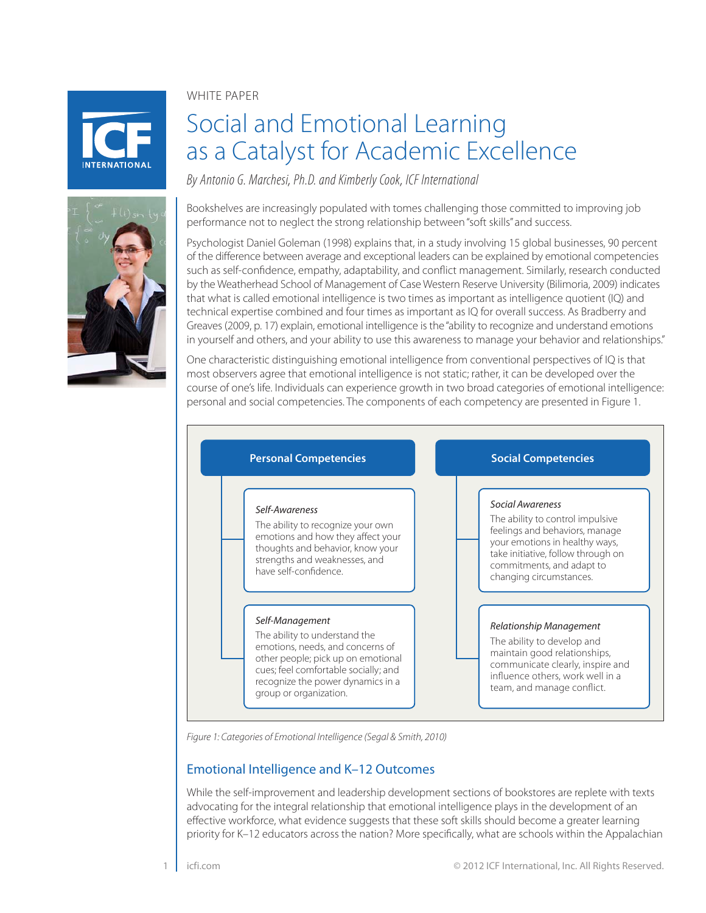WHITE PAPER

# Social and Emotional Learning as a Catalyst for Academic Excellence

*By Antonio G. Marchesi, Ph.D. and Kimberly Cook, ICF International*

Bookshelves are increasingly populated with tomes challenging those committed to improving job performance not to neglect the strong relationship between "soft skills" and success.

Psychologist Daniel Goleman (1998) explains that, in a study involving 15 global businesses, 90 percent of the difference between average and exceptional leaders can be explained by emotional competencies such as self-confidence, empathy, adaptability, and conflict management. Similarly, research conducted by the Weatherhead School of Management of Case Western Reserve University (Bilimoria, 2009) indicates that what is called emotional intelligence is two times as important as intelligence quotient (IQ) and technical expertise combined and four times as important as IQ for overall success. As Bradberry and Greaves (2009, p. 17) explain, emotional intelligence is the "ability to recognize and understand emotions in yourself and others, and your ability to use this awareness to manage your behavior and relationships."

One characteristic distinguishing emotional intelligence from conventional perspectives of IQ is that most observers agree that emotional intelligence is not static; rather, it can be developed over the course of one's life. Individuals can experience growth in two broad categories of emotional intelligence: personal and social competencies. The components of each competency are presented in Figure 1.

**Personal Competencies**

- *Self-Awareness*
  The ability to recognize your own emotions and how they affect your thoughts and behavior, know your strengths and weaknesses, and have self-confidence.
- *Self-Management*
  The ability to understand the emotions, needs, and concerns of other people; pick up on emotional cues; feel comfortable socially; and recognize the power dynamics in a group or organization.

**Social Competencies**

- *Social Awareness*
  The ability to control impulsive feelings and behaviors, manage your emotions in healthy ways, take initiative, follow through on commitments, and adapt to changing circumstances.
- *Relationship Management*
  The ability to develop and maintain good relationships, communicate clearly, inspire and influence others, work well in a team, and manage conflict.

*Figure 1: Categories of Emotional Intelligence (Segal & Smith, 2010)*

## Emotional Intelligence and K–12 Outcomes

While the self-improvement and leadership development sections of bookstores are replete with texts advocating for the integral relationship that emotional intelligence plays in the development of an effective workforce, what evidence suggests that these soft skills should become a greater learning priority for K–12 educators across the nation? More specifically, what are schools within the Appalachian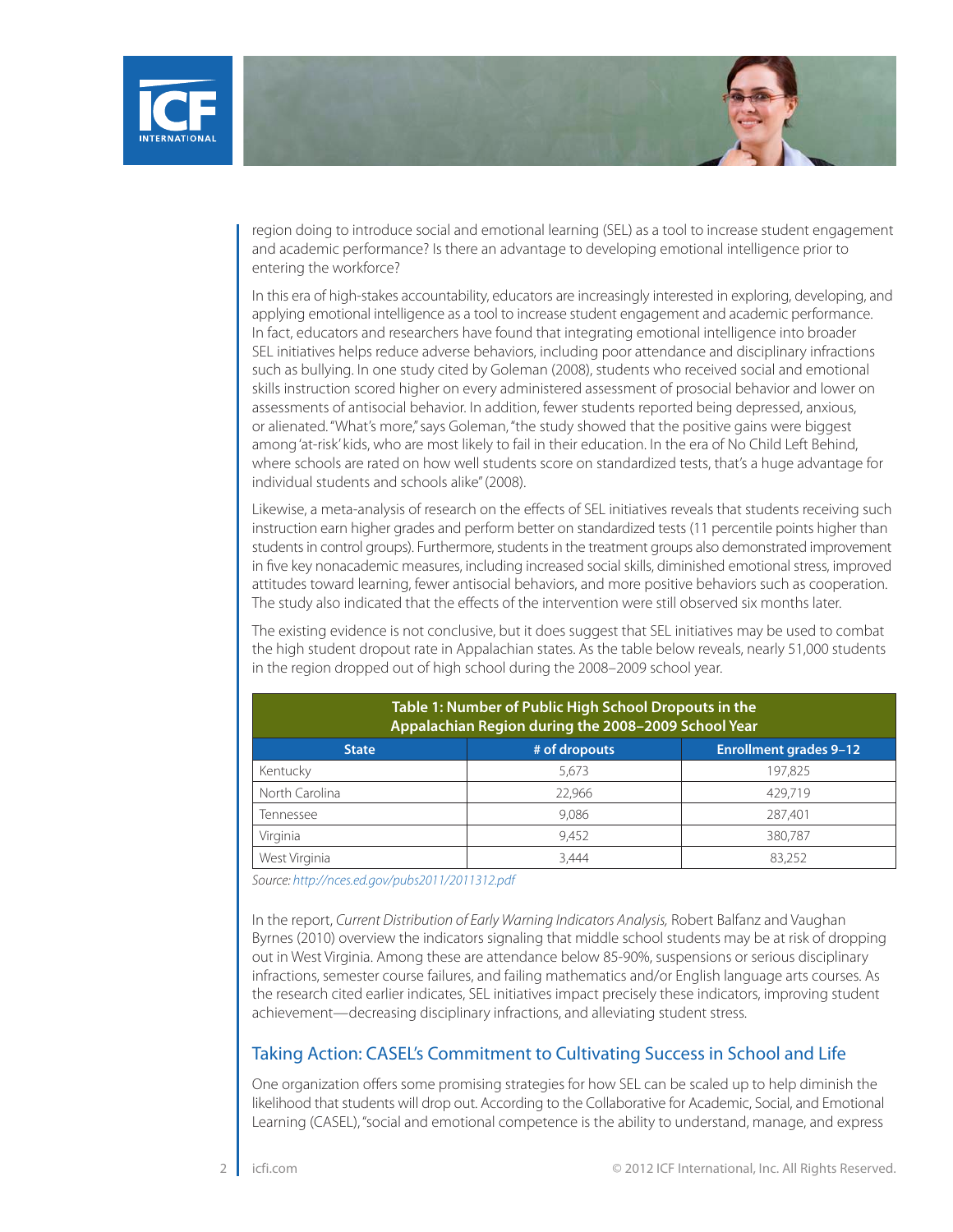region doing to introduce social and emotional learning (SEL) as a tool to increase student engagement and academic performance? Is there an advantage to developing emotional intelligence prior to entering the workforce?

In this era of high-stakes accountability, educators are increasingly interested in exploring, developing, and applying emotional intelligence as a tool to increase student engagement and academic performance. In fact, educators and researchers have found that integrating emotional intelligence into broader SEL initiatives helps reduce adverse behaviors, including poor attendance and disciplinary infractions such as bullying. In one study cited by Goleman (2008), students who received social and emotional skills instruction scored higher on every administered assessment of prosocial behavior and lower on assessments of antisocial behavior. In addition, fewer students reported being depressed, anxious, or alienated. "What's more," says Goleman, "the study showed that the positive gains were biggest among 'at-risk' kids, who are most likely to fail in their education. In the era of No Child Left Behind, where schools are rated on how well students score on standardized tests, that's a huge advantage for individual students and schools alike" (2008).

Likewise, a meta-analysis of research on the effects of SEL initiatives reveals that students receiving such instruction earn higher grades and perform better on standardized tests (11 percentile points higher than students in control groups). Furthermore, students in the treatment groups also demonstrated improvement in five key nonacademic measures, including increased social skills, diminished emotional stress, improved attitudes toward learning, fewer antisocial behaviors, and more positive behaviors such as cooperation. The study also indicated that the effects of the intervention were still observed six months later.

The existing evidence is not conclusive, but it does suggest that SEL initiatives may be used to combat the high student dropout rate in Appalachian states. As the table below reveals, nearly 51,000 students in the region dropped out of high school during the 2008–2009 school year.

**Table 1: Number of Public High School Dropouts in the Appalachian Region during the 2008–2009 School Year**

| State | # of dropouts | Enrollment grades 9–12 |
|---|---|---|
| Kentucky | 5,673 | 197,825 |
| North Carolina | 22,966 | 429,719 |
| Tennessee | 9,086 | 287,401 |
| Virginia | 9,452 | 380,787 |
| West Virginia | 3,444 | 83,252 |

*Source: http://nces.ed.gov/pubs2011/2011312.pdf*

In the report, *Current Distribution of Early Warning Indicators Analysis,* Robert Balfanz and Vaughan Byrnes (2010) overview the indicators signaling that middle school students may be at risk of dropping out in West Virginia. Among these are attendance below 85-90%, suspensions or serious disciplinary infractions, semester course failures, and failing mathematics and/or English language arts courses. As the research cited earlier indicates, SEL initiatives impact precisely these indicators, improving student achievement—decreasing disciplinary infractions, and alleviating student stress.

## Taking Action: CASEL's Commitment to Cultivating Success in School and Life

One organization offers some promising strategies for how SEL can be scaled up to help diminish the likelihood that students will drop out. According to the Collaborative for Academic, Social, and Emotional Learning (CASEL), "social and emotional competence is the ability to understand, manage, and express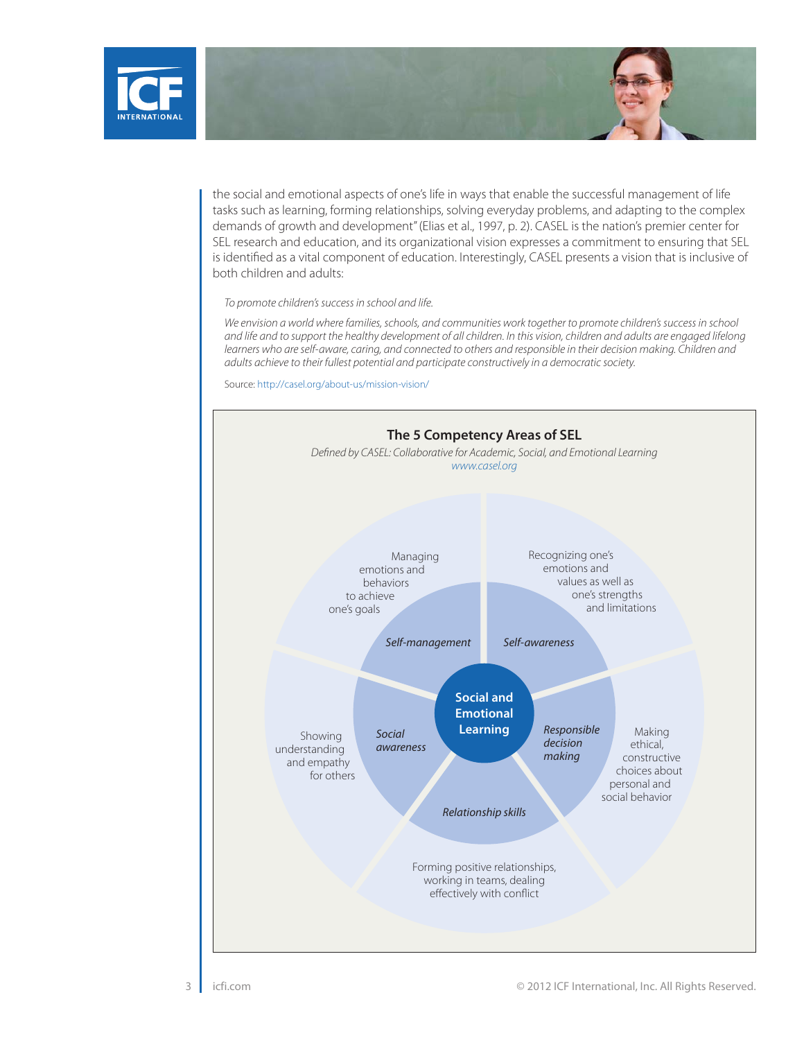the social and emotional aspects of one's life in ways that enable the successful management of life tasks such as learning, forming relationships, solving everyday problems, and adapting to the complex demands of growth and development" (Elias et al., 1997, p. 2). CASEL is the nation's premier center for SEL research and education, and its organizational vision expresses a commitment to ensuring that SEL is identified as a vital component of education. Interestingly, CASEL presents a vision that is inclusive of both children and adults:

> *To promote children's success in school and life.*
>
> *We envision a world where families, schools, and communities work together to promote children's success in school and life and to support the healthy development of all children. In this vision, children and adults are engaged lifelong learners who are self-aware, caring, and connected to others and responsible in their decision making. Children and adults achieve to their fullest potential and participate constructively in a democratic society.*
>
> Source: http://casel.org/about-us/mission-vision/

**The 5 Competency Areas of SEL**

*Defined by CASEL: Collaborative for Academic, Social, and Emotional Learning*
*www.casel.org*

**Social and Emotional Learning**

*Self-management*
Managing emotions and behaviors to achieve one's goals

*Self-awareness*
Recognizing one's emotions and values as well as one's strengths and limitations

*Responsible decision making*
Making ethical, constructive choices about personal and social behavior

*Relationship skills*
Forming positive relationships, working in teams, dealing effectively with conflict

*Social awareness*
Showing understanding and empathy for others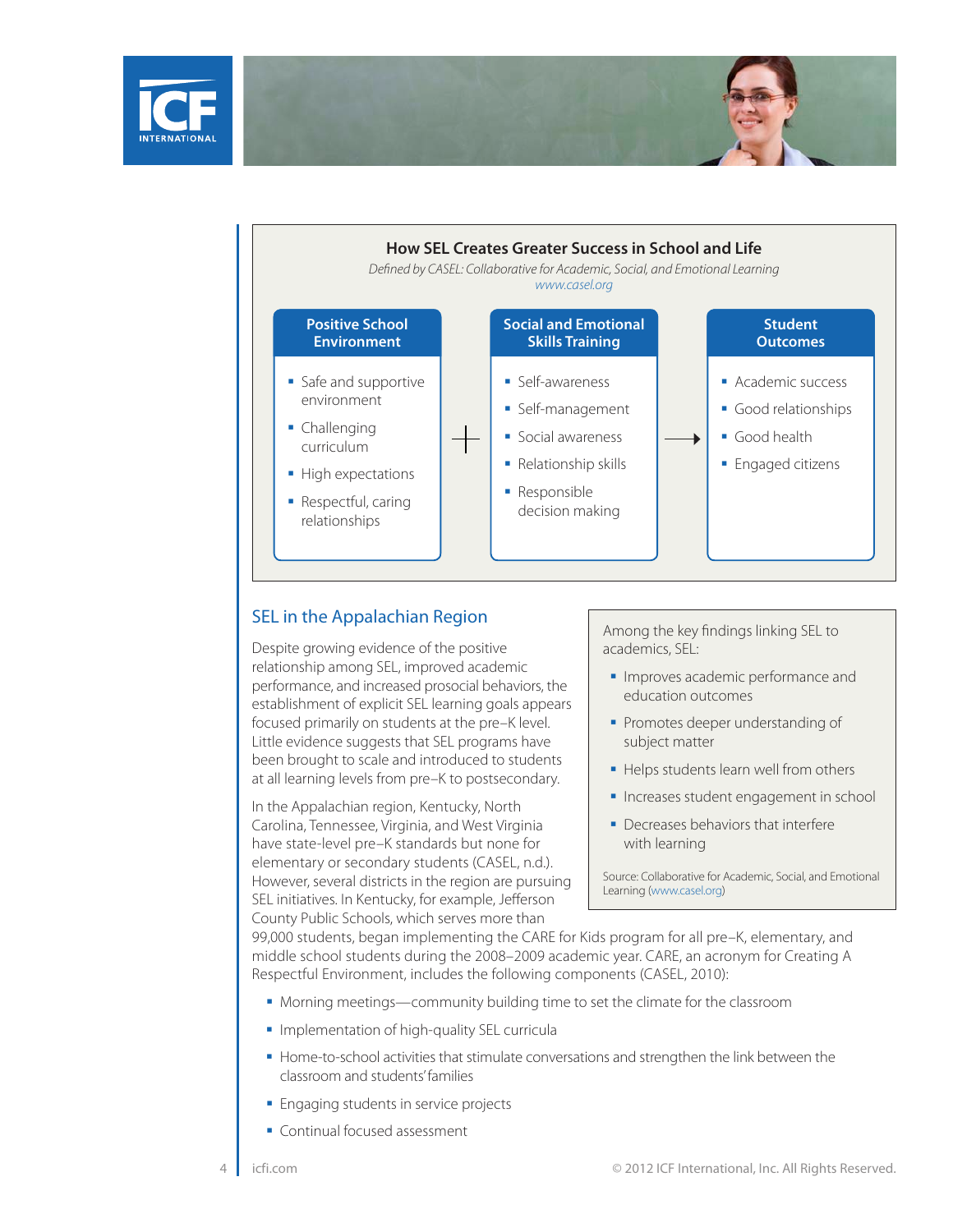### How SEL Creates Greater Success in School and Life

*Defined by CASEL: Collaborative for Academic, Social, and Emotional Learning*
*www.casel.org*

| Positive School Environment | | Social and Emotional Skills Training | | Student Outcomes |
|---|---|---|---|---|
| ▪ Safe and supportive environment<br>▪ Challenging curriculum<br>▪ High expectations<br>▪ Respectful, caring relationships | + | ▪ Self-awareness<br>▪ Self-management<br>▪ Social awareness<br>▪ Relationship skills<br>▪ Responsible decision making | → | ▪ Academic success<br>▪ Good relationships<br>▪ Good health<br>▪ Engaged citizens |

## SEL in the Appalachian Region

Despite growing evidence of the positive relationship among SEL, improved academic performance, and increased prosocial behaviors, the establishment of explicit SEL learning goals appears focused primarily on students at the pre–K level. Little evidence suggests that SEL programs have been brought to scale and introduced to students at all learning levels from pre–K to postsecondary.

In the Appalachian region, Kentucky, North Carolina, Tennessee, Virginia, and West Virginia have state-level pre–K standards but none for elementary or secondary students (CASEL, n.d.). However, several districts in the region are pursuing SEL initiatives. In Kentucky, for example, Jefferson County Public Schools, which serves more than 99,000 students, began implementing the CARE for Kids program for all pre–K, elementary, and middle school students during the 2008–2009 academic year. CARE, an acronym for Creating A Respectful Environment, includes the following components (CASEL, 2010):

- Morning meetings—community building time to set the climate for the classroom
- Implementation of high-quality SEL curricula
- Home-to-school activities that stimulate conversations and strengthen the link between the classroom and students' families
- Engaging students in service projects
- Continual focused assessment

> Among the key findings linking SEL to academics, SEL:
>
> - Improves academic performance and education outcomes
> - Promotes deeper understanding of subject matter
> - Helps students learn well from others
> - Increases student engagement in school
> - Decreases behaviors that interfere with learning
>
> Source: Collaborative for Academic, Social, and Emotional Learning (www.casel.org)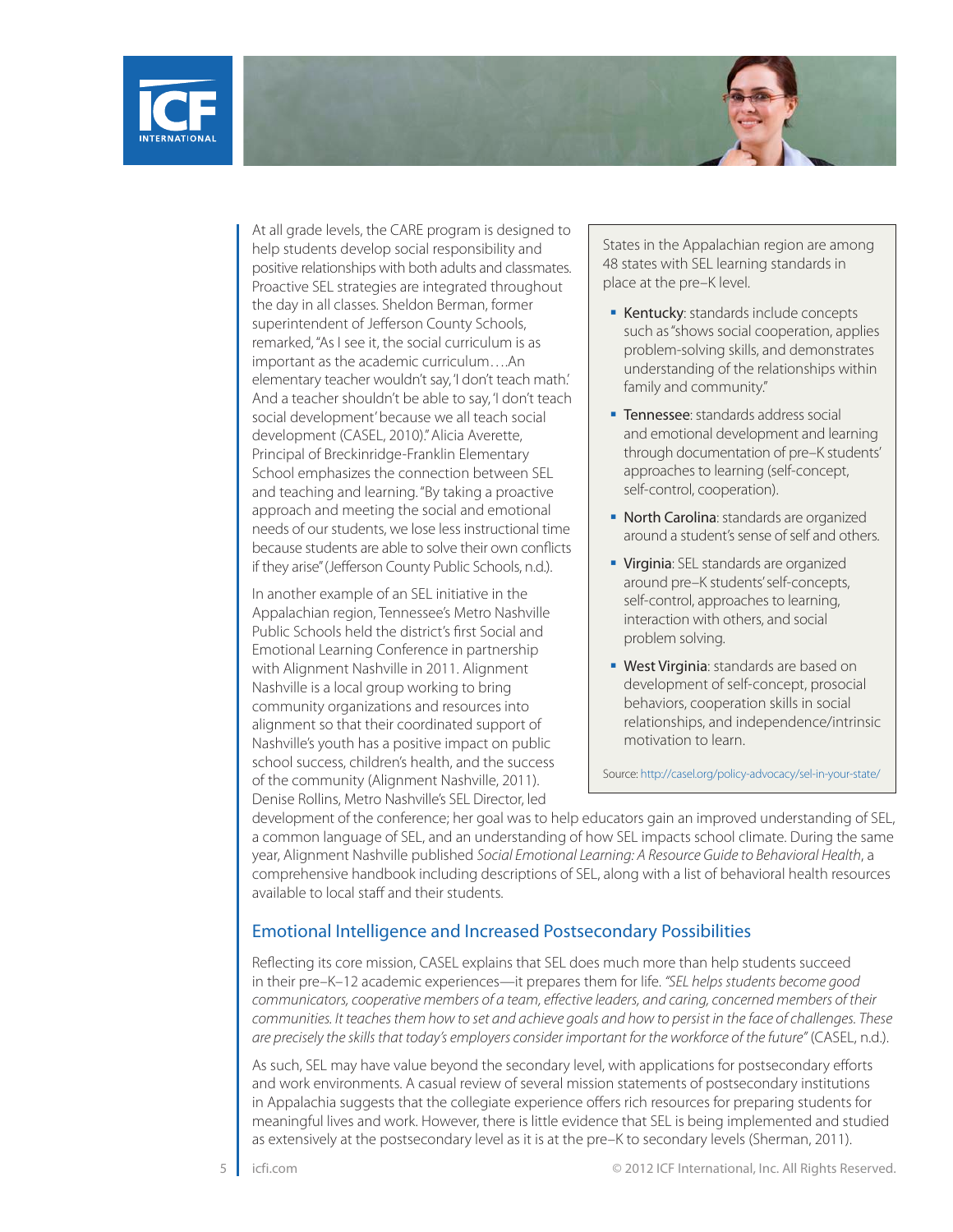At all grade levels, the CARE program is designed to help students develop social responsibility and positive relationships with both adults and classmates. Proactive SEL strategies are integrated throughout the day in all classes. Sheldon Berman, former superintendent of Jefferson County Schools, remarked, "As I see it, the social curriculum is as important as the academic curriculum….An elementary teacher wouldn't say, 'I don't teach math.' And a teacher shouldn't be able to say, 'I don't teach social development' because we all teach social development (CASEL, 2010)." Alicia Averette, Principal of Breckinridge-Franklin Elementary School emphasizes the connection between SEL and teaching and learning. "By taking a proactive approach and meeting the social and emotional needs of our students, we lose less instructional time because students are able to solve their own conflicts if they arise" (Jefferson County Public Schools, n.d.).

In another example of an SEL initiative in the Appalachian region, Tennessee's Metro Nashville Public Schools held the district's first Social and Emotional Learning Conference in partnership with Alignment Nashville in 2011. Alignment Nashville is a local group working to bring community organizations and resources into alignment so that their coordinated support of Nashville's youth has a positive impact on public school success, children's health, and the success of the community (Alignment Nashville, 2011). Denise Rollins, Metro Nashville's SEL Director, led development of the conference; her goal was to help educators gain an improved understanding of SEL, a common language of SEL, and an understanding of how SEL impacts school climate. During the same year, Alignment Nashville published *Social Emotional Learning: A Resource Guide to Behavioral Health*, a comprehensive handbook including descriptions of SEL, along with a list of behavioral health resources available to local staff and their students.

States in the Appalachian region are among 48 states with SEL learning standards in place at the pre–K level.

- **Kentucky**: standards include concepts such as "shows social cooperation, applies problem-solving skills, and demonstrates understanding of the relationships within family and community."
- **Tennessee**: standards address social and emotional development and learning through documentation of pre–K students' approaches to learning (self-concept, self-control, cooperation).
- **North Carolina**: standards are organized around a student's sense of self and others.
- **Virginia**: SEL standards are organized around pre–K students' self-concepts, self-control, approaches to learning, interaction with others, and social problem solving.
- **West Virginia**: standards are based on development of self-concept, prosocial behaviors, cooperation skills in social relationships, and independence/intrinsic motivation to learn.

Source: http://casel.org/policy-advocacy/sel-in-your-state/

## Emotional Intelligence and Increased Postsecondary Possibilities

Reflecting its core mission, CASEL explains that SEL does much more than help students succeed in their pre–K–12 academic experiences—it prepares them for life. *"SEL helps students become good communicators, cooperative members of a team, effective leaders, and caring, concerned members of their communities. It teaches them how to set and achieve goals and how to persist in the face of challenges. These are precisely the skills that today's employers consider important for the workforce of the future"* (CASEL, n.d.).

As such, SEL may have value beyond the secondary level, with applications for postsecondary efforts and work environments. A casual review of several mission statements of postsecondary institutions in Appalachia suggests that the collegiate experience offers rich resources for preparing students for meaningful lives and work. However, there is little evidence that SEL is being implemented and studied as extensively at the postsecondary level as it is at the pre–K to secondary levels (Sherman, 2011).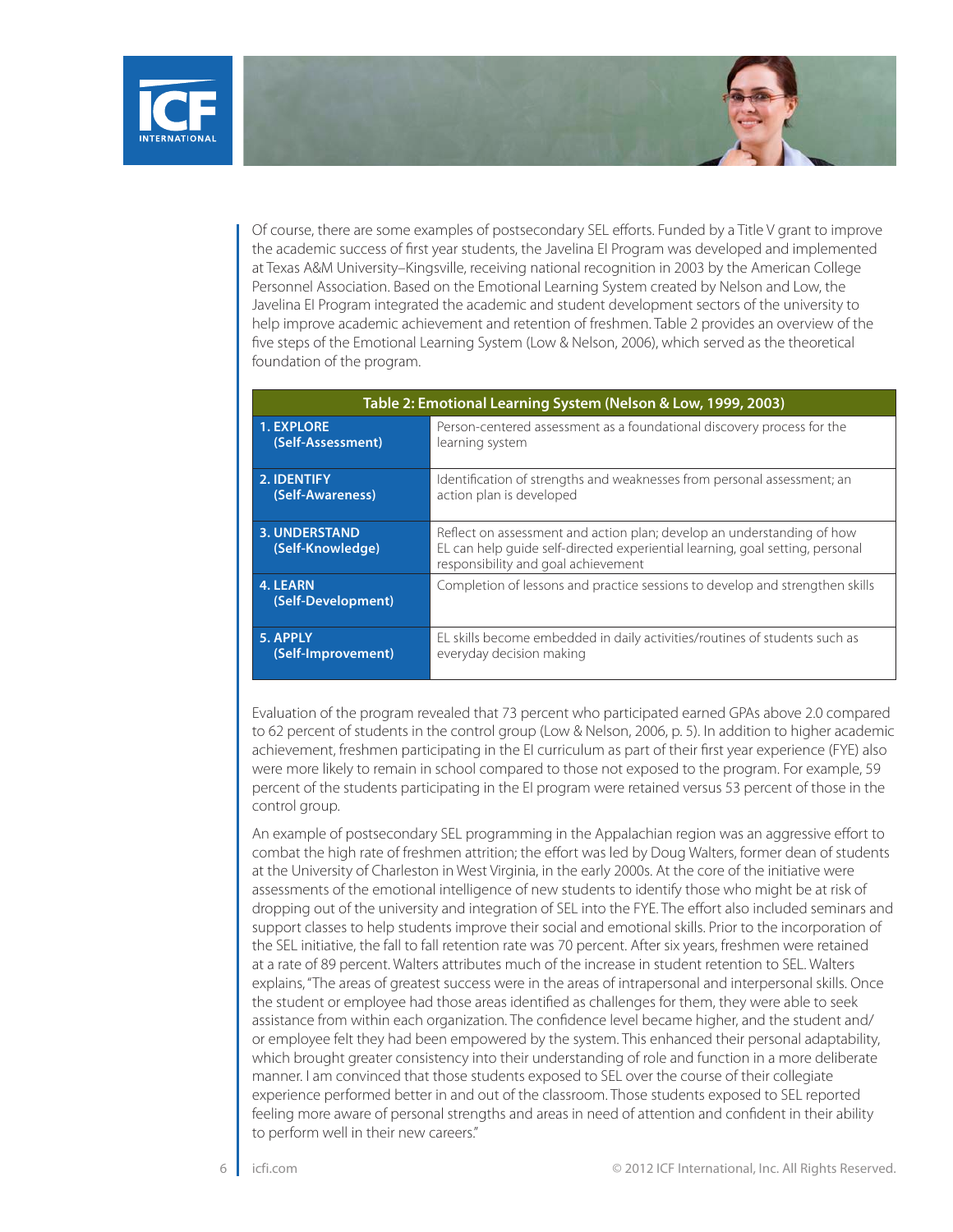Of course, there are some examples of postsecondary SEL efforts. Funded by a Title V grant to improve the academic success of first year students, the Javelina EI Program was developed and implemented at Texas A&M University–Kingsville, receiving national recognition in 2003 by the American College Personnel Association. Based on the Emotional Learning System created by Nelson and Low, the Javelina EI Program integrated the academic and student development sectors of the university to help improve academic achievement and retention of freshmen. Table 2 provides an overview of the five steps of the Emotional Learning System (Low & Nelson, 2006), which served as the theoretical foundation of the program.

**Table 2: Emotional Learning System (Nelson & Low, 1999, 2003)**

| | |
|---|---|
| **1. EXPLORE (Self-Assessment)** | Person-centered assessment as a foundational discovery process for the learning system |
| **2. IDENTIFY (Self-Awareness)** | Identification of strengths and weaknesses from personal assessment; an action plan is developed |
| **3. UNDERSTAND (Self-Knowledge)** | Reflect on assessment and action plan; develop an understanding of how EL can help guide self-directed experiential learning, goal setting, personal responsibility and goal achievement |
| **4. LEARN (Self-Development)** | Completion of lessons and practice sessions to develop and strengthen skills |
| **5. APPLY (Self-Improvement)** | EL skills become embedded in daily activities/routines of students such as everyday decision making |

Evaluation of the program revealed that 73 percent who participated earned GPAs above 2.0 compared to 62 percent of students in the control group (Low & Nelson, 2006, p. 5). In addition to higher academic achievement, freshmen participating in the EI curriculum as part of their first year experience (FYE) also were more likely to remain in school compared to those not exposed to the program. For example, 59 percent of the students participating in the EI program were retained versus 53 percent of those in the control group.

An example of postsecondary SEL programming in the Appalachian region was an aggressive effort to combat the high rate of freshmen attrition; the effort was led by Doug Walters, former dean of students at the University of Charleston in West Virginia, in the early 2000s. At the core of the initiative were assessments of the emotional intelligence of new students to identify those who might be at risk of dropping out of the university and integration of SEL into the FYE. The effort also included seminars and support classes to help students improve their social and emotional skills. Prior to the incorporation of the SEL initiative, the fall to fall retention rate was 70 percent. After six years, freshmen were retained at a rate of 89 percent. Walters attributes much of the increase in student retention to SEL. Walters explains, "The areas of greatest success were in the areas of intrapersonal and interpersonal skills. Once the student or employee had those areas identified as challenges for them, they were able to seek assistance from within each organization. The confidence level became higher, and the student and/or employee felt they had been empowered by the system. This enhanced their personal adaptability, which brought greater consistency into their understanding of role and function in a more deliberate manner. I am convinced that those students exposed to SEL over the course of their collegiate experience performed better in and out of the classroom. Those students exposed to SEL reported feeling more aware of personal strengths and areas in need of attention and confident in their ability to perform well in their new careers."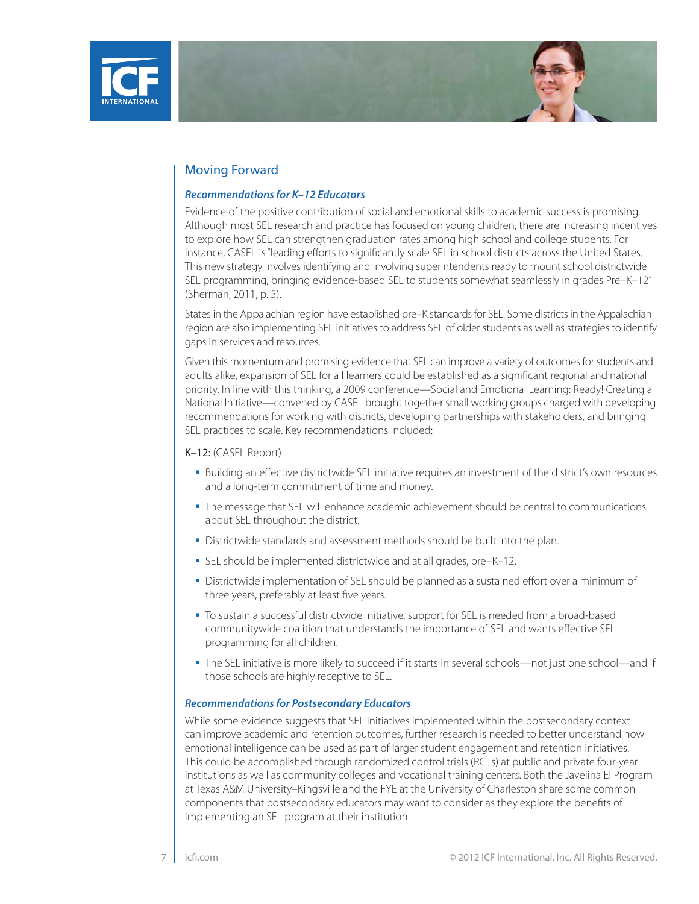## Moving Forward

### *Recommendations for K–12 Educators*

Evidence of the positive contribution of social and emotional skills to academic success is promising. Although most SEL research and practice has focused on young children, there are increasing incentives to explore how SEL can strengthen graduation rates among high school and college students. For instance, CASEL is "leading efforts to significantly scale SEL in school districts across the United States. This new strategy involves identifying and involving superintendents ready to mount school districtwide SEL programming, bringing evidence-based SEL to students somewhat seamlessly in grades Pre–K–12" (Sherman, 2011, p. 5).

States in the Appalachian region have established pre–K standards for SEL. Some districts in the Appalachian region are also implementing SEL initiatives to address SEL of older students as well as strategies to identify gaps in services and resources.

Given this momentum and promising evidence that SEL can improve a variety of outcomes for students and adults alike, expansion of SEL for all learners could be established as a significant regional and national priority. In line with this thinking, a 2009 conference—Social and Emotional Learning: Ready! Creating a National Initiative—convened by CASEL brought together small working groups charged with developing recommendations for working with districts, developing partnerships with stakeholders, and bringing SEL practices to scale. Key recommendations included:

K–12: (CASEL Report)

- Building an effective districtwide SEL initiative requires an investment of the district's own resources and a long-term commitment of time and money.
- The message that SEL will enhance academic achievement should be central to communications about SEL throughout the district.
- Districtwide standards and assessment methods should be built into the plan.
- SEL should be implemented districtwide and at all grades, pre–K–12.
- Districtwide implementation of SEL should be planned as a sustained effort over a minimum of three years, preferably at least five years.
- To sustain a successful districtwide initiative, support for SEL is needed from a broad-based communitywide coalition that understands the importance of SEL and wants effective SEL programming for all children.
- The SEL initiative is more likely to succeed if it starts in several schools—not just one school—and if those schools are highly receptive to SEL.

### *Recommendations for Postsecondary Educators*

While some evidence suggests that SEL initiatives implemented within the postsecondary context can improve academic and retention outcomes, further research is needed to better understand how emotional intelligence can be used as part of larger student engagement and retention initiatives. This could be accomplished through randomized control trials (RCTs) at public and private four-year institutions as well as community colleges and vocational training centers. Both the Javelina EI Program at Texas A&M University–Kingsville and the FYE at the University of Charleston share some common components that postsecondary educators may want to consider as they explore the benefits of implementing an SEL program at their institution.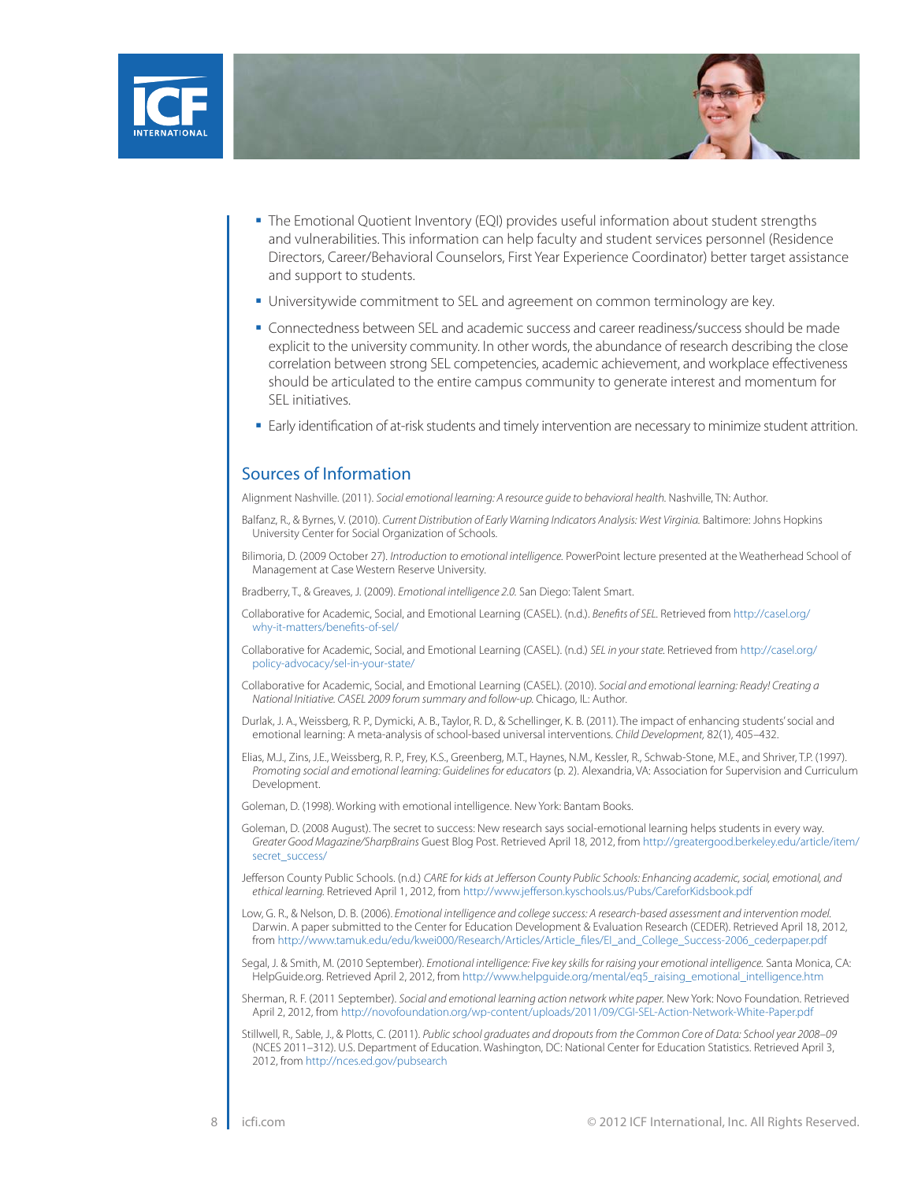- The Emotional Quotient Inventory (EQI) provides useful information about student strengths and vulnerabilities. This information can help faculty and student services personnel (Residence Directors, Career/Behavioral Counselors, First Year Experience Coordinator) better target assistance and support to students.
- Universitywide commitment to SEL and agreement on common terminology are key.
- Connectedness between SEL and academic success and career readiness/success should be made explicit to the university community. In other words, the abundance of research describing the close correlation between strong SEL competencies, academic achievement, and workplace effectiveness should be articulated to the entire campus community to generate interest and momentum for SEL initiatives.
- Early identification of at-risk students and timely intervention are necessary to minimize student attrition.

## Sources of Information

Alignment Nashville. (2011). *Social emotional learning: A resource guide to behavioral health.* Nashville, TN: Author.

Balfanz, R., & Byrnes, V. (2010). *Current Distribution of Early Warning Indicators Analysis: West Virginia.* Baltimore: Johns Hopkins University Center for Social Organization of Schools.

Bilimoria, D. (2009 October 27). *Introduction to emotional intelligence.* PowerPoint lecture presented at the Weatherhead School of Management at Case Western Reserve University.

Bradberry, T., & Greaves, J. (2009). *Emotional intelligence 2.0.* San Diego: Talent Smart.

Collaborative for Academic, Social, and Emotional Learning (CASEL). (n.d.). *Benefits of SEL.* Retrieved from http://casel.org/why-it-matters/benefits-of-sel/

Collaborative for Academic, Social, and Emotional Learning (CASEL). (n.d.) *SEL in your state.* Retrieved from http://casel.org/policy-advocacy/sel-in-your-state/

Collaborative for Academic, Social, and Emotional Learning (CASEL). (2010). *Social and emotional learning: Ready! Creating a National Initiative. CASEL 2009 forum summary and follow-up.* Chicago, IL: Author.

Durlak, J. A., Weissberg, R. P., Dymicki, A. B., Taylor, R. D., & Schellinger, K. B. (2011). The impact of enhancing students' social and emotional learning: A meta-analysis of school-based universal interventions. *Child Development,* 82(1), 405–432.

Elias, M.J., Zins, J.E., Weissberg, R. P., Frey, K.S., Greenberg, M.T., Haynes, N.M., Kessler, R., Schwab-Stone, M.E., and Shriver, T.P. (1997). *Promoting social and emotional learning: Guidelines for educators* (p. 2). Alexandria, VA: Association for Supervision and Curriculum Development.

Goleman, D. (1998). Working with emotional intelligence. New York: Bantam Books.

Goleman, D. (2008 August). The secret to success: New research says social-emotional learning helps students in every way. *Greater Good Magazine/SharpBrains* Guest Blog Post. Retrieved April 18, 2012, from http://greatergood.berkeley.edu/article/item/secret_success/

Jefferson County Public Schools. (n.d.) *CARE for kids at Jefferson County Public Schools: Enhancing academic, social, emotional, and ethical learning.* Retrieved April 1, 2012, from http://www.jefferson.kyschools.us/Pubs/CareforKidsbook.pdf

Low, G. R., & Nelson, D. B. (2006). *Emotional intelligence and college success: A research-based assessment and intervention model.* Darwin. A paper submitted to the Center for Education Development & Evaluation Research (CEDER). Retrieved April 18, 2012, from http://www.tamuk.edu/edu/kwei000/Research/Articles/Article_files/EI_and_College_Success-2006_cederpaper.pdf

Segal, J. & Smith, M. (2010 September). *Emotional intelligence: Five key skills for raising your emotional intelligence.* Santa Monica, CA: HelpGuide.org. Retrieved April 2, 2012, from http://www.helpguide.org/mental/eq5_raising_emotional_intelligence.htm

Sherman, R. F. (2011 September). *Social and emotional learning action network white paper.* New York: Novo Foundation. Retrieved April 2, 2012, from http://novofoundation.org/wp-content/uploads/2011/09/CGI-SEL-Action-Network-White-Paper.pdf

Stillwell, R., Sable, J., & Plotts, C. (2011). *Public school graduates and dropouts from the Common Core of Data: School year 2008–09* (NCES 2011–312). U.S. Department of Education. Washington, DC: National Center for Education Statistics. Retrieved April 3, 2012, from http://nces.ed.gov/pubsearch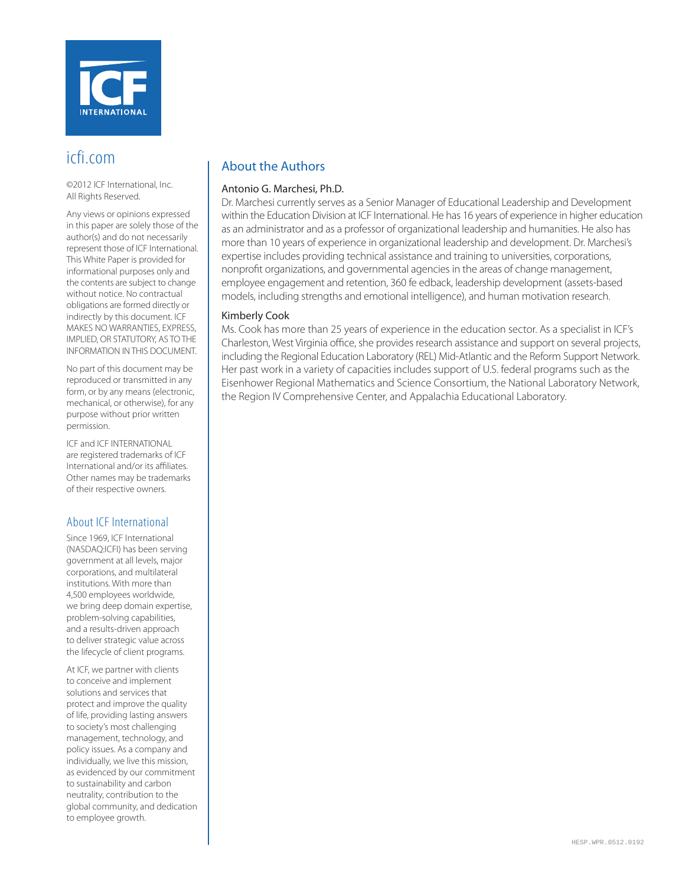icfi.com

©2012 ICF International, Inc.
All Rights Reserved.

Any views or opinions expressed in this paper are solely those of the author(s) and do not necessarily represent those of ICF International. This White Paper is provided for informational purposes only and the contents are subject to change without notice. No contractual obligations are formed directly or indirectly by this document. ICF MAKES NO WARRANTIES, EXPRESS, IMPLIED, OR STATUTORY, AS TO THE INFORMATION IN THIS DOCUMENT.

No part of this document may be reproduced or transmitted in any form, or by any means (electronic, mechanical, or otherwise), for any purpose without prior written permission.

ICF and ICF INTERNATIONAL are registered trademarks of ICF International and/or its affiliates. Other names may be trademarks of their respective owners.

## About ICF International

Since 1969, ICF International (NASDAQ:ICFI) has been serving government at all levels, major corporations, and multilateral institutions. With more than 4,500 employees worldwide, we bring deep domain expertise, problem-solving capabilities, and a results-driven approach to deliver strategic value across the lifecycle of client programs.

At ICF, we partner with clients to conceive and implement solutions and services that protect and improve the quality of life, providing lasting answers to society's most challenging management, technology, and policy issues. As a company and individually, we live this mission, as evidenced by our commitment to sustainability and carbon neutrality, contribution to the global community, and dedication to employee growth.

## About the Authors

### Antonio G. Marchesi, Ph.D.

Dr. Marchesi currently serves as a Senior Manager of Educational Leadership and Development within the Education Division at ICF International. He has 16 years of experience in higher education as an administrator and as a professor of organizational leadership and humanities. He also has more than 10 years of experience in organizational leadership and development. Dr. Marchesi's expertise includes providing technical assistance and training to universities, corporations, nonprofit organizations, and governmental agencies in the areas of change management, employee engagement and retention, 360 fe edback, leadership development (assets-based models, including strengths and emotional intelligence), and human motivation research.

### Kimberly Cook

Ms. Cook has more than 25 years of experience in the education sector. As a specialist in ICF's Charleston, West Virginia office, she provides research assistance and support on several projects, including the Regional Education Laboratory (REL) Mid-Atlantic and the Reform Support Network. Her past work in a variety of capacities includes support of U.S. federal programs such as the Eisenhower Regional Mathematics and Science Consortium, the National Laboratory Network, the Region IV Comprehensive Center, and Appalachia Educational Laboratory.

HESP.WPR.0512.0192